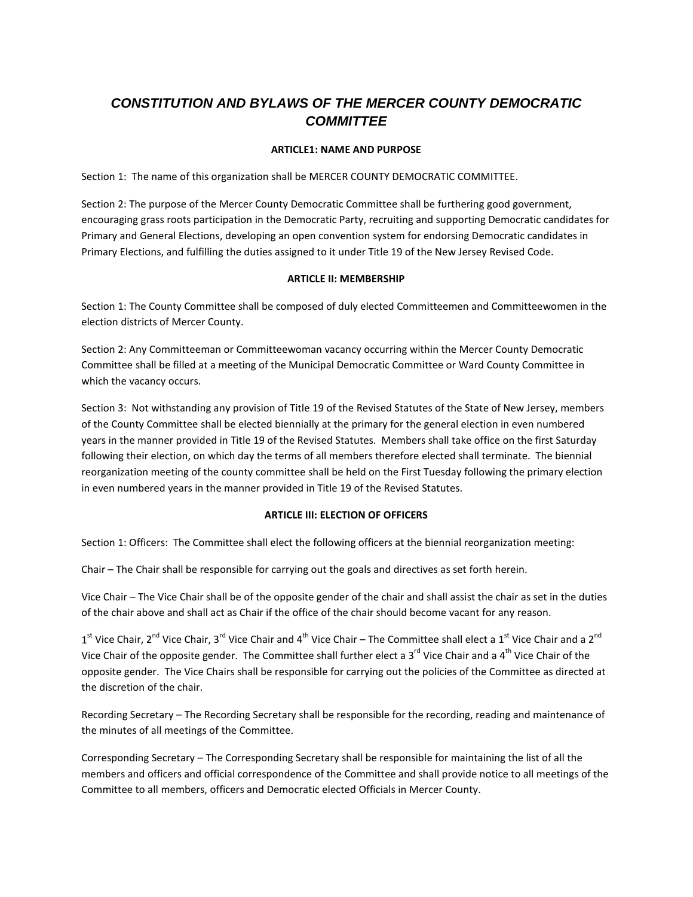# *CONSTITUTION AND BYLAWS OF THE MERCER COUNTY DEMOCRATIC COMMITTEE*

**ARTICLE1: NAME AND PURPOSE**

Section 1: The name of this organization shall be MERCER COUNTY DEMOCRATIC COMMITTEE.

Section 2: The purpose of the Mercer County Democratic Committee shall be furthering good government, encouraging grass roots participation in the Democratic Party, recruiting and supporting Democratic candidates for Primary and General Elections, developing an open convention system for endorsing Democratic candidates in Primary Elections, and fulfilling the duties assigned to it under Title 19 of the New Jersey Revised Code.

**ARTICLE II: MEMBERSHIP**

Section 1: The County Committee shall be composed of duly elected Committeemen and Committeewomen in the election districts of Mercer County.

Section 2: Any Committeeman or Committeewoman vacancy occurring within the Mercer County Democratic Committee shall be filled at a meeting of the Municipal Democratic Committee or Ward County Committee in which the vacancy occurs.

Section 3: Not withstanding any provision of Title 19 of the Revised Statutes of the State of New Jersey, members of the County Committee shall be elected biennially at the primary for the general election in even numbered years in the manner provided in Title 19 of the Revised Statutes. Members shall take office on the first Saturday following their election, on which day the terms of all members therefore elected shall terminate. The biennial reorganization meeting of the county committee shall be held on the First Tuesday following the primary election in even numbered years in the manner provided in Title 19 of the Revised Statutes.

**ARTICLE III: ELECTION OF OFFICERS**

Section 1: Officers: The Committee shall elect the following officers at the biennial reorganization meeting:

Chair – The Chair shall be responsible for carrying out the goals and directives as set forth herein.

Vice Chair – The Vice Chair shall be of the opposite gender of the chair and shall assist the chair as set in the duties of the chair above and shall act as Chair if the office of the chair should become vacant for any reason.

1st Vice Chair, 2nd Vice Chair, 3rd Vice Chair and 4th Vice Chair – The Committee shall elect a 1st Vice Chair and a 2nd Vice Chair of the opposite gender. The Committee shall further elect a 3rd Vice Chair and a 4th Vice Chair of the opposite gender. The Vice Chairs shall be responsible for carrying out the policies of the Committee as directed at the discretion of the chair.

Recording Secretary – The Recording Secretary shall be responsible for the recording, reading and maintenance of the minutes of all meetings of the Committee.

Corresponding Secretary – The Corresponding Secretary shall be responsible for maintaining the list of all the members and officers and official correspondence of the Committee and shall provide notice to all meetings of the Committee to all members, officers and Democratic elected Officials in Mercer County.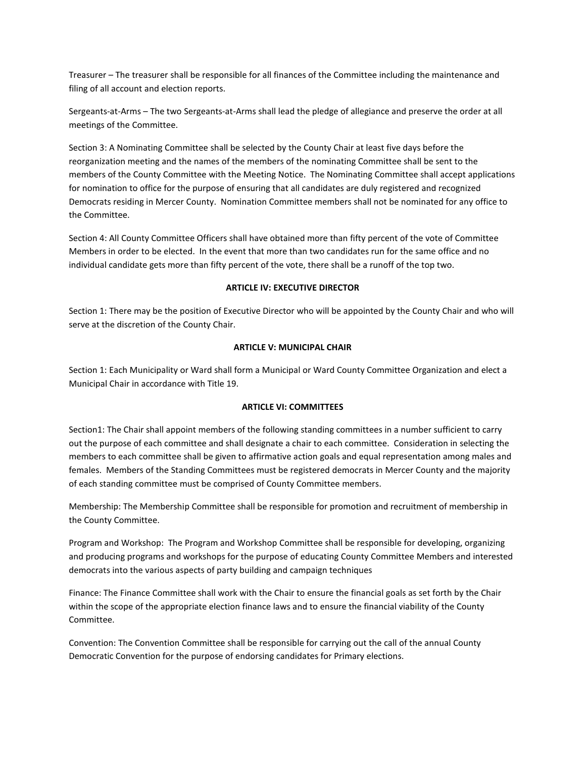Treasurer – The treasurer shall be responsible for all finances of the Committee including the maintenance and filing of all account and election reports.

Sergeants-at-Arms – The two Sergeants-at-Arms shall lead the pledge of allegiance and preserve the order at all meetings of the Committee.

Section 3: A Nominating Committee shall be selected by the County Chair at least five days before the reorganization meeting and the names of the members of the nominating Committee shall be sent to the members of the County Committee with the Meeting Notice. The Nominating Committee shall accept applications for nomination to office for the purpose of ensuring that all candidates are duly registered and recognized Democrats residing in Mercer County. Nomination Committee members shall not be nominated for any office to the Committee.

Section 4: All County Committee Officers shall have obtained more than fifty percent of the vote of Committee Members in order to be elected. In the event that more than two candidates run for the same office and no individual candidate gets more than fifty percent of the vote, there shall be a runoff of the top two.

**ARTICLE IV: EXECUTIVE DIRECTOR**

Section 1: There may be the position of Executive Director who will be appointed by the County Chair and who will serve at the discretion of the County Chair.

**ARTICLE V: MUNICIPAL CHAIR**

Section 1: Each Municipality or Ward shall form a Municipal or Ward County Committee Organization and elect a Municipal Chair in accordance with Title 19.

**ARTICLE VI: COMMITTEES**

Section1: The Chair shall appoint members of the following standing committees in a number sufficient to carry out the purpose of each committee and shall designate a chair to each committee. Consideration in selecting the members to each committee shall be given to affirmative action goals and equal representation among males and females. Members of the Standing Committees must be registered democrats in Mercer County and the majority of each standing committee must be comprised of County Committee members.

Membership: The Membership Committee shall be responsible for promotion and recruitment of membership in the County Committee.

Program and Workshop: The Program and Workshop Committee shall be responsible for developing, organizing and producing programs and workshops for the purpose of educating County Committee Members and interested democrats into the various aspects of party building and campaign techniques

Finance: The Finance Committee shall work with the Chair to ensure the financial goals as set forth by the Chair within the scope of the appropriate election finance laws and to ensure the financial viability of the County Committee.

Convention: The Convention Committee shall be responsible for carrying out the call of the annual County Democratic Convention for the purpose of endorsing candidates for Primary elections.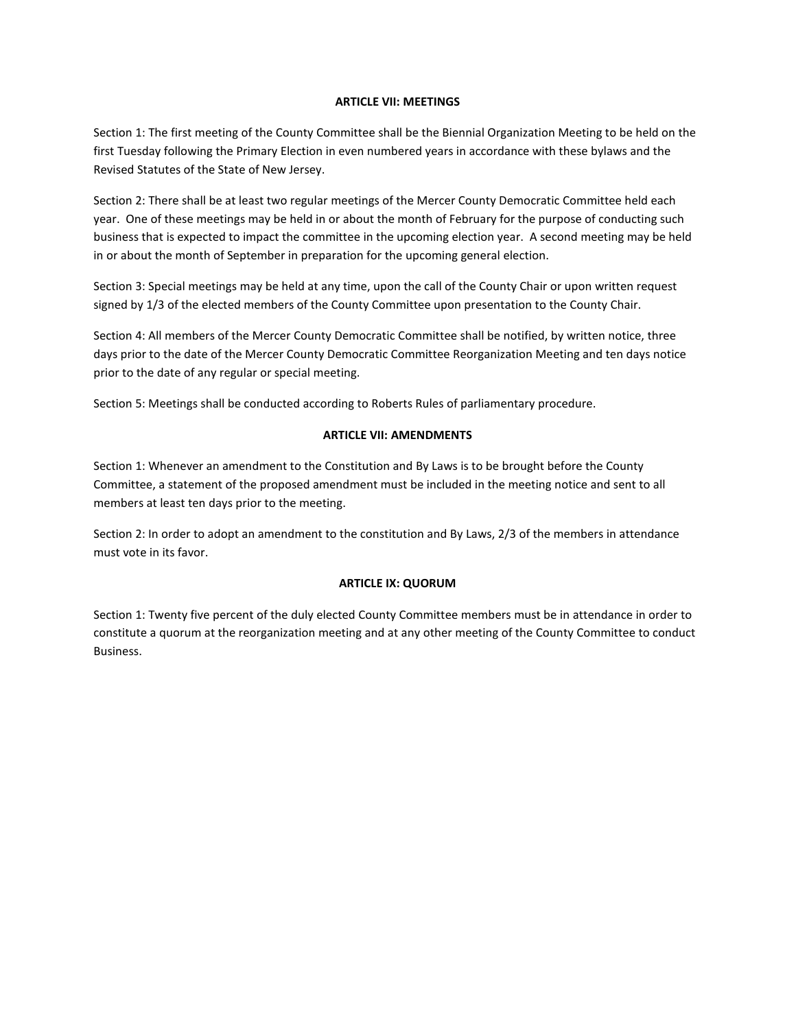## ARTICLE VII: MEETINGS

Section 1: The first meeting of the County Committee shall be the Biennial Organization Meeting to be held on the first Tuesday following the Primary Election in even numbered years in accordance with these bylaws and the Revised Statutes of the State of New Jersey.

Section 2: There shall be at least two regular meetings of the Mercer County Democratic Committee held each year. One of these meetings may be held in or about the month of February for the purpose of conducting such business that is expected to impact the committee in the upcoming election year. A second meeting may be held in or about the month of September in preparation for the upcoming general election.

Section 3: Special meetings may be held at any time, upon the call of the County Chair or upon written request signed by 1/3 of the elected members of the County Committee upon presentation to the County Chair.

Section 4: All members of the Mercer County Democratic Committee shall be notified, by written notice, three days prior to the date of the Mercer County Democratic Committee Reorganization Meeting and ten days notice prior to the date of any regular or special meeting.

Section 5: Meetings shall be conducted according to Roberts Rules of parliamentary procedure.

## ARTICLE VII: AMENDMENTS

Section 1: Whenever an amendment to the Constitution and By Laws is to be brought before the County Committee, a statement of the proposed amendment must be included in the meeting notice and sent to all members at least ten days prior to the meeting.

Section 2: In order to adopt an amendment to the constitution and By Laws, 2/3 of the members in attendance must vote in its favor.

## ARTICLE IX: QUORUM

Section 1: Twenty five percent of the duly elected County Committee members must be in attendance in order to constitute a quorum at the reorganization meeting and at any other meeting of the County Committee to conduct Business.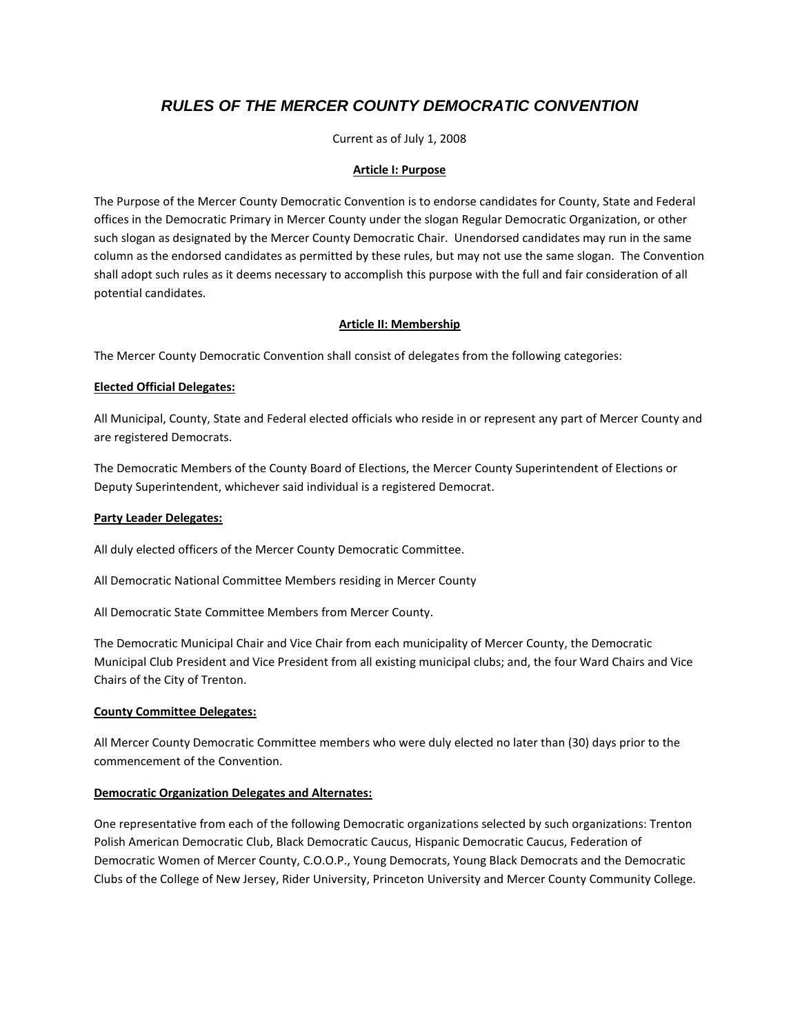# *RULES OF THE MERCER COUNTY DEMOCRATIC CONVENTION*

Current as of July 1, 2008

## Article I: Purpose

The Purpose of the Mercer County Democratic Convention is to endorse candidates for County, State and Federal offices in the Democratic Primary in Mercer County under the slogan Regular Democratic Organization, or other such slogan as designated by the Mercer County Democratic Chair. Unendorsed candidates may run in the same column as the endorsed candidates as permitted by these rules, but may not use the same slogan. The Convention shall adopt such rules as it deems necessary to accomplish this purpose with the full and fair consideration of all potential candidates.

## Article II: Membership

The Mercer County Democratic Convention shall consist of delegates from the following categories:

### Elected Official Delegates:

All Municipal, County, State and Federal elected officials who reside in or represent any part of Mercer County and are registered Democrats.

The Democratic Members of the County Board of Elections, the Mercer County Superintendent of Elections or Deputy Superintendent, whichever said individual is a registered Democrat.

### Party Leader Delegates:

All duly elected officers of the Mercer County Democratic Committee.

All Democratic National Committee Members residing in Mercer County

All Democratic State Committee Members from Mercer County.

The Democratic Municipal Chair and Vice Chair from each municipality of Mercer County, the Democratic Municipal Club President and Vice President from all existing municipal clubs; and, the four Ward Chairs and Vice Chairs of the City of Trenton.

### County Committee Delegates:

All Mercer County Democratic Committee members who were duly elected no later than (30) days prior to the commencement of the Convention.

### Democratic Organization Delegates and Alternates:

One representative from each of the following Democratic organizations selected by such organizations: Trenton Polish American Democratic Club, Black Democratic Caucus, Hispanic Democratic Caucus, Federation of Democratic Women of Mercer County, C.O.O.P., Young Democrats, Young Black Democrats and the Democratic Clubs of the College of New Jersey, Rider University, Princeton University and Mercer County Community College.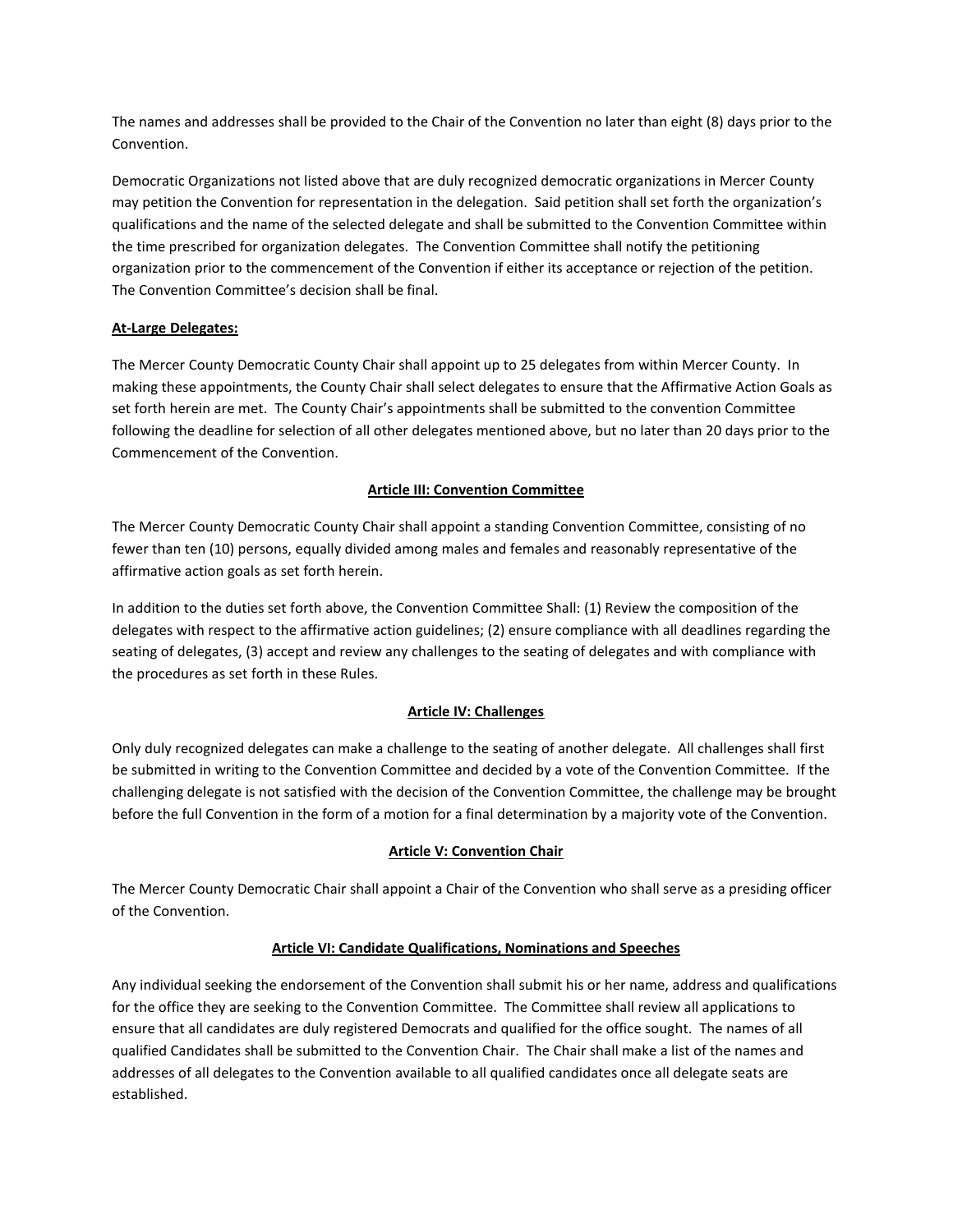The names and addresses shall be provided to the Chair of the Convention no later than eight (8) days prior to the Convention.

Democratic Organizations not listed above that are duly recognized democratic organizations in Mercer County may petition the Convention for representation in the delegation. Said petition shall set forth the organization's qualifications and the name of the selected delegate and shall be submitted to the Convention Committee within the time prescribed for organization delegates. The Convention Committee shall notify the petitioning organization prior to the commencement of the Convention if either its acceptance or rejection of the petition. The Convention Committee's decision shall be final.

**At-Large Delegates:**

The Mercer County Democratic County Chair shall appoint up to 25 delegates from within Mercer County. In making these appointments, the County Chair shall select delegates to ensure that the Affirmative Action Goals as set forth herein are met. The County Chair's appointments shall be submitted to the convention Committee following the deadline for selection of all other delegates mentioned above, but no later than 20 days prior to the Commencement of the Convention.

## Article III: Convention Committee

The Mercer County Democratic County Chair shall appoint a standing Convention Committee, consisting of no fewer than ten (10) persons, equally divided among males and females and reasonably representative of the affirmative action goals as set forth herein.

In addition to the duties set forth above, the Convention Committee Shall: (1) Review the composition of the delegates with respect to the affirmative action guidelines; (2) ensure compliance with all deadlines regarding the seating of delegates, (3) accept and review any challenges to the seating of delegates and with compliance with the procedures as set forth in these Rules.

## Article IV: Challenges

Only duly recognized delegates can make a challenge to the seating of another delegate. All challenges shall first be submitted in writing to the Convention Committee and decided by a vote of the Convention Committee. If the challenging delegate is not satisfied with the decision of the Convention Committee, the challenge may be brought before the full Convention in the form of a motion for a final determination by a majority vote of the Convention.

## Article V: Convention Chair

The Mercer County Democratic Chair shall appoint a Chair of the Convention who shall serve as a presiding officer of the Convention.

## Article VI: Candidate Qualifications, Nominations and Speeches

Any individual seeking the endorsement of the Convention shall submit his or her name, address and qualifications for the office they are seeking to the Convention Committee. The Committee shall review all applications to ensure that all candidates are duly registered Democrats and qualified for the office sought. The names of all qualified Candidates shall be submitted to the Convention Chair. The Chair shall make a list of the names and addresses of all delegates to the Convention available to all qualified candidates once all delegate seats are established.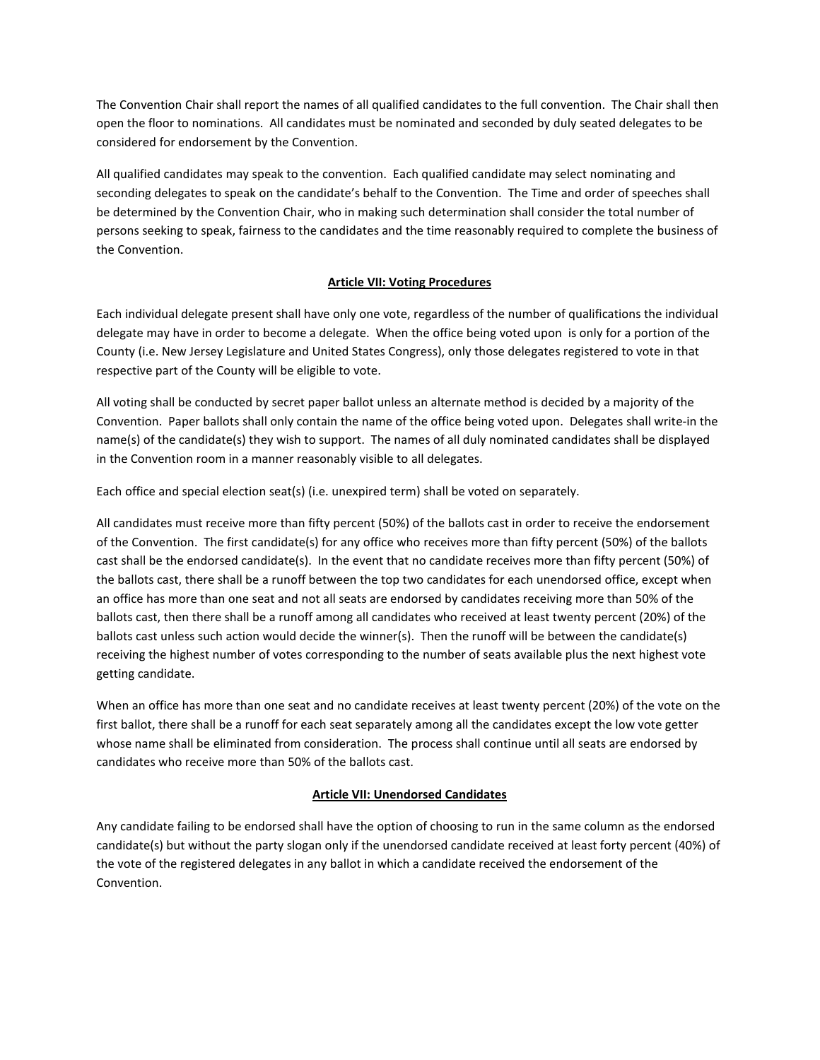The Convention Chair shall report the names of all qualified candidates to the full convention. The Chair shall then open the floor to nominations. All candidates must be nominated and seconded by duly seated delegates to be considered for endorsement by the Convention.

All qualified candidates may speak to the convention. Each qualified candidate may select nominating and seconding delegates to speak on the candidate's behalf to the Convention. The Time and order of speeches shall be determined by the Convention Chair, who in making such determination shall consider the total number of persons seeking to speak, fairness to the candidates and the time reasonably required to complete the business of the Convention.

## **Article VII: Voting Procedures**

Each individual delegate present shall have only one vote, regardless of the number of qualifications the individual delegate may have in order to become a delegate. When the office being voted upon is only for a portion of the County (i.e. New Jersey Legislature and United States Congress), only those delegates registered to vote in that respective part of the County will be eligible to vote.

All voting shall be conducted by secret paper ballot unless an alternate method is decided by a majority of the Convention. Paper ballots shall only contain the name of the office being voted upon. Delegates shall write-in the name(s) of the candidate(s) they wish to support. The names of all duly nominated candidates shall be displayed in the Convention room in a manner reasonably visible to all delegates.

Each office and special election seat(s) (i.e. unexpired term) shall be voted on separately.

All candidates must receive more than fifty percent (50%) of the ballots cast in order to receive the endorsement of the Convention. The first candidate(s) for any office who receives more than fifty percent (50%) of the ballots cast shall be the endorsed candidate(s). In the event that no candidate receives more than fifty percent (50%) of the ballots cast, there shall be a runoff between the top two candidates for each unendorsed office, except when an office has more than one seat and not all seats are endorsed by candidates receiving more than 50% of the ballots cast, then there shall be a runoff among all candidates who received at least twenty percent (20%) of the ballots cast unless such action would decide the winner(s). Then the runoff will be between the candidate(s) receiving the highest number of votes corresponding to the number of seats available plus the next highest vote getting candidate.

When an office has more than one seat and no candidate receives at least twenty percent (20%) of the vote on the first ballot, there shall be a runoff for each seat separately among all the candidates except the low vote getter whose name shall be eliminated from consideration. The process shall continue until all seats are endorsed by candidates who receive more than 50% of the ballots cast.

## **Article VII: Unendorsed Candidates**

Any candidate failing to be endorsed shall have the option of choosing to run in the same column as the endorsed candidate(s) but without the party slogan only if the unendorsed candidate received at least forty percent (40%) of the vote of the registered delegates in any ballot in which a candidate received the endorsement of the Convention.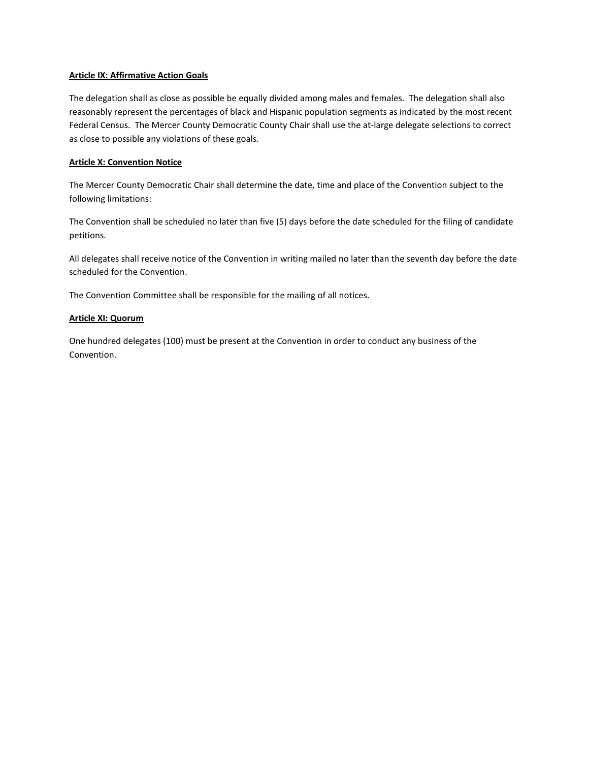**Article IX: Affirmative Action Goals**

The delegation shall as close as possible be equally divided among males and females. The delegation shall also reasonably represent the percentages of black and Hispanic population segments as indicated by the most recent Federal Census. The Mercer County Democratic County Chair shall use the at-large delegate selections to correct as close to possible any violations of these goals.

**Article X: Convention Notice**

The Mercer County Democratic Chair shall determine the date, time and place of the Convention subject to the following limitations:

The Convention shall be scheduled no later than five (5) days before the date scheduled for the filing of candidate petitions.

All delegates shall receive notice of the Convention in writing mailed no later than the seventh day before the date scheduled for the Convention.

The Convention Committee shall be responsible for the mailing of all notices.

**Article XI: Quorum**

One hundred delegates (100) must be present at the Convention in order to conduct any business of the Convention.